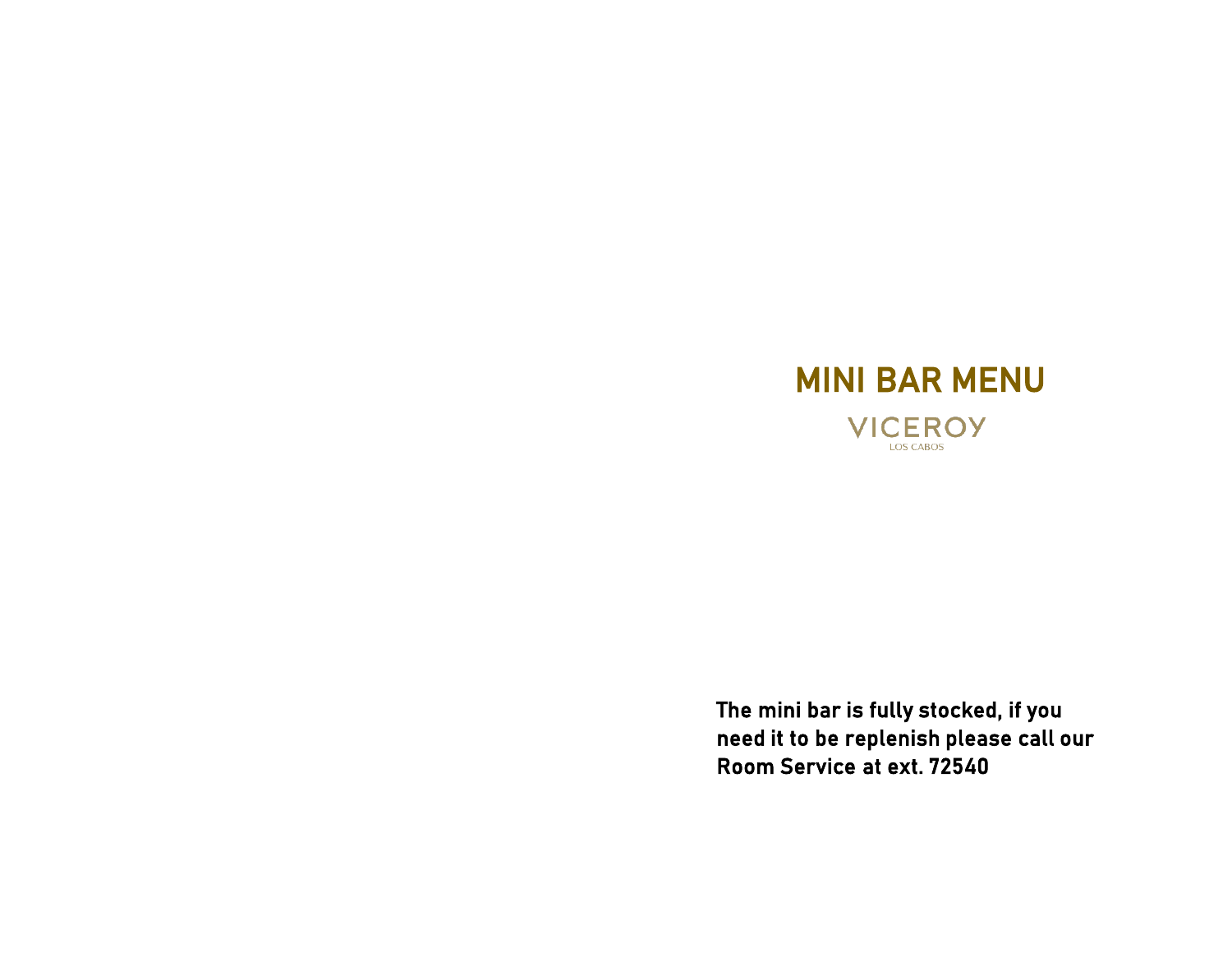# MINI BAR MENU

VICEROY

LOS CABOS

**The mini bar is fully stocked, if you need it to be replenish please call our Room Service at ext. 72540**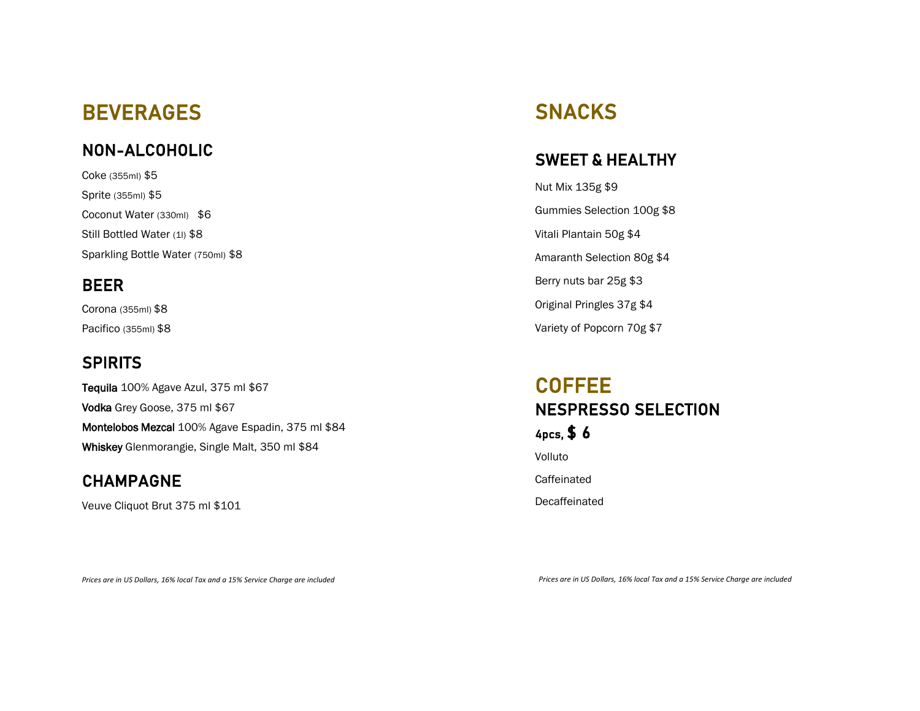# BEVERAGES

## NON-ALCOHOLIC

Coke (355ml) $5

Sprite (355ml) $5

Coconut Water (330ml) $6

Still Bottled Water (1l) $8

Sparkling Bottle Water (750ml) $8

## BEER

Corona (355ml) $8

Pacifico (355ml) $8

## SPIRITS

**Tequila** 100% Agave Azul, 375 ml $67

**Vodka** Grey Goose, 375 ml $67

**Montelobos Mezcal** 100% Agave Espadin, 375 ml $84

**Whiskey** Glenmorangie, Single Malt, 350 ml $84

## CHAMPAGNE

Veuve Cliquot Brut 375 ml $101

*Prices are in US Dollars, 16% local Tax and a 15% Service Charge are included*

# SNACKS

## SWEET & HEALTHY

Nut Mix 135g $9

Gummies Selection 100g $8

Vitali Plantain 50g $4

Amaranth Selection 80g $4

Berry nuts bar 25g $3

Original Pringles 37g $4

Variety of Popcorn 70g $7

# COFFEE

## NESPRESSO SELECTION

**4pcs, $ 6**

Volluto

Caffeinated

Decaffeinated

*Prices are in US Dollars, 16% local Tax and a 15% Service Charge are included*